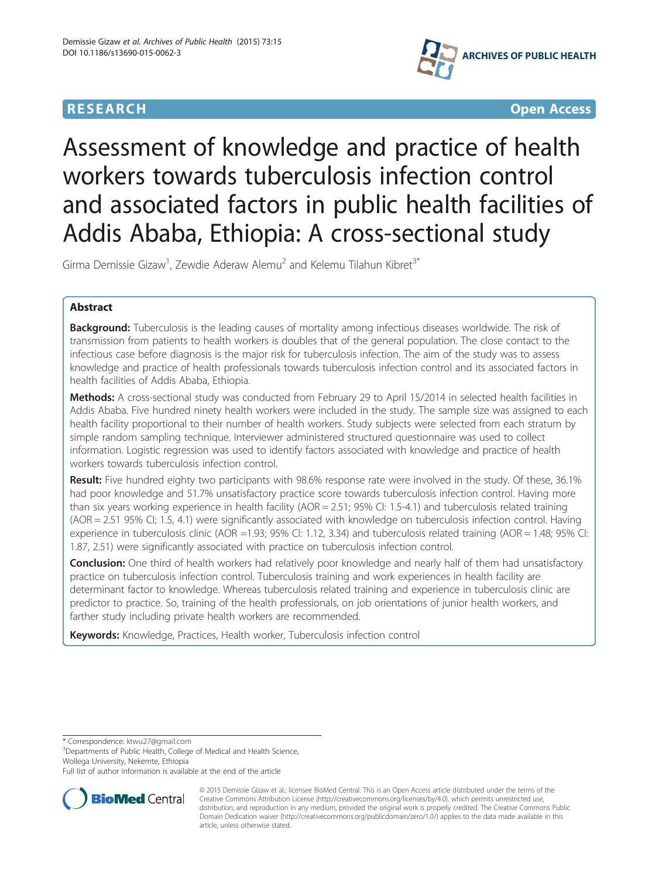# RESEARCH

Open Access

# Assessment of knowledge and practice of health workers towards tuberculosis infection control and associated factors in public health facilities of Addis Ababa, Ethiopia: A cross-sectional study

Girma Demissie Gizaw[1], Zewdie Aderaw Alemu[2] and Kelemu Tilahun Kibret[3*]

## Abstract

**Background:** Tuberculosis is the leading causes of mortality among infectious diseases worldwide. The risk of transmission from patients to health workers is doubles that of the general population. The close contact to the infectious case before diagnosis is the major risk for tuberculosis infection. The aim of the study was to assess knowledge and practice of health professionals towards tuberculosis infection control and its associated factors in health facilities of Addis Ababa, Ethiopia.

**Methods:** A cross-sectional study was conducted from February 29 to April 15/2014 in selected health facilities in Addis Ababa. Five hundred ninety health workers were included in the study. The sample size was assigned to each health facility proportional to their number of health workers. Study subjects were selected from each stratum by simple random sampling technique. Interviewer administered structured questionnaire was used to collect information. Logistic regression was used to identify factors associated with knowledge and practice of health workers towards tuberculosis infection control.

**Result:** Five hundred eighty two participants with 98.6% response rate were involved in the study. Of these, 36.1% had poor knowledge and 51.7% unsatisfactory practice score towards tuberculosis infection control. Having more than six years working experience in health facility (AOR = 2.51; 95% CI: 1.5-4.1) and tuberculosis related training (AOR = 2.51 95% CI; 1.5, 4.1) were significantly associated with knowledge on tuberculosis infection control. Having experience in tuberculosis clinic (AOR =1.93; 95% CI: 1.12, 3.34) and tuberculosis related training (AOR = 1.48; 95% CI: 1.87, 2.51) were significantly associated with practice on tuberculosis infection control.

**Conclusion:** One third of health workers had relatively poor knowledge and nearly half of them had unsatisfactory practice on tuberculosis infection control. Tuberculosis training and work experiences in health facility are determinant factor to knowledge. Whereas tuberculosis related training and experience in tuberculosis clinic are predictor to practice. So, training of the health professionals, on job orientations of junior health workers, and farther study including private health workers are recommended.

**Keywords:** Knowledge, Practices, Health worker, Tuberculosis infection control

\* Correspondence: ktwu27@gmail.com
[3]Departments of Public Health, College of Medical and Health Science, Wollega University, Nekemte, Ethiopia
Full list of author information is available at the end of the article

© 2015 Demissie Gizaw et al.; licensee BioMed Central. This is an Open Access article distributed under the terms of the Creative Commons Attribution License (http://creativecommons.org/licenses/by/4.0), which permits unrestricted use, distribution, and reproduction in any medium, provided the original work is properly credited. The Creative Commons Public Domain Dedication waiver (http://creativecommons.org/publicdomain/zero/1.0/) applies to the data made available in this article, unless otherwise stated.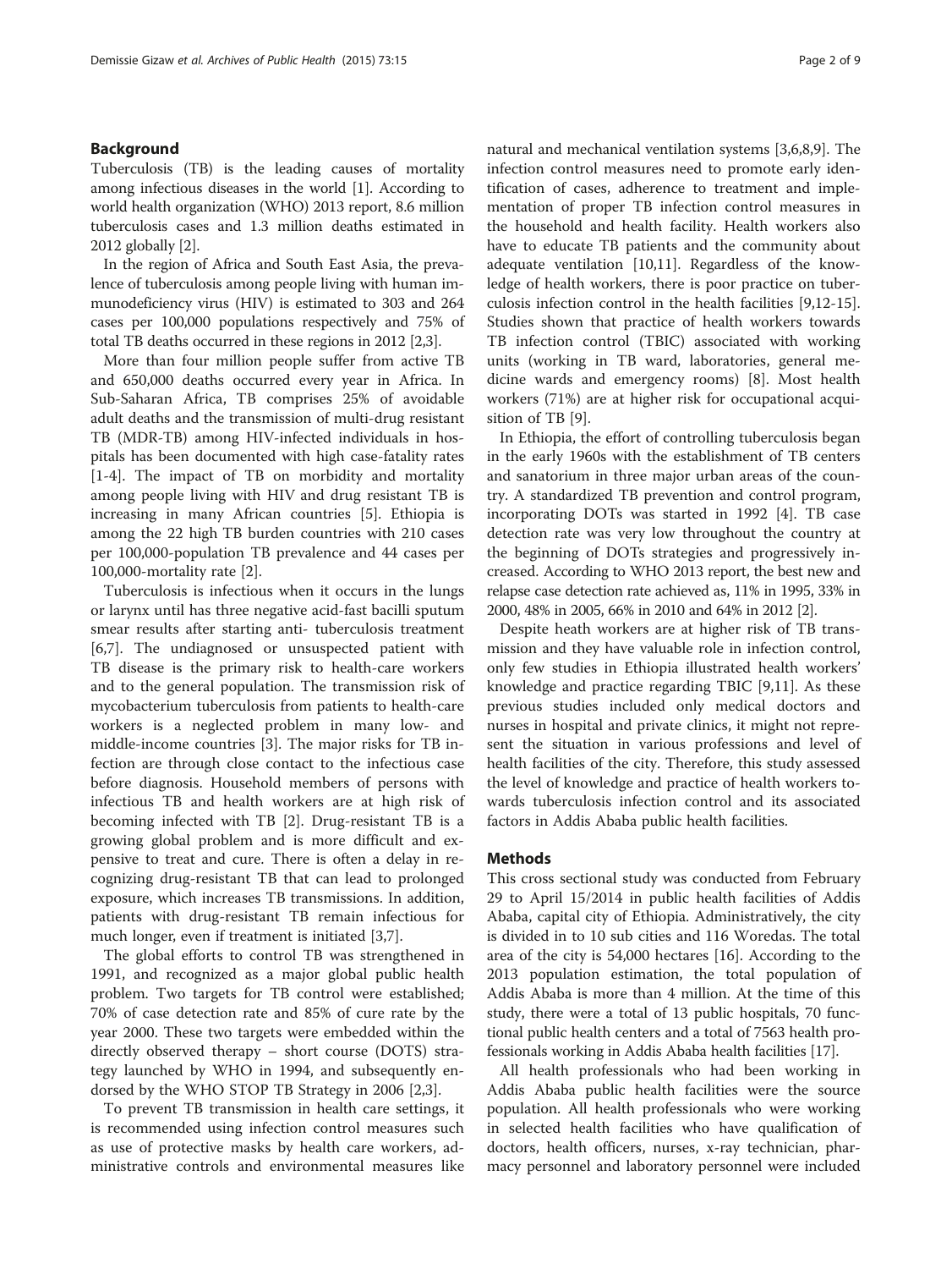## Background

Tuberculosis (TB) is the leading causes of mortality among infectious diseases in the world [1]. According to world health organization (WHO) 2013 report, 8.6 million tuberculosis cases and 1.3 million deaths estimated in 2012 globally [2].

In the region of Africa and South East Asia, the prevalence of tuberculosis among people living with human immunodeficiency virus (HIV) is estimated to 303 and 264 cases per 100,000 populations respectively and 75% of total TB deaths occurred in these regions in 2012 [2,3].

More than four million people suffer from active TB and 650,000 deaths occurred every year in Africa. In Sub-Saharan Africa, TB comprises 25% of avoidable adult deaths and the transmission of multi-drug resistant TB (MDR-TB) among HIV-infected individuals in hospitals has been documented with high case-fatality rates [1-4]. The impact of TB on morbidity and mortality among people living with HIV and drug resistant TB is increasing in many African countries [5]. Ethiopia is among the 22 high TB burden countries with 210 cases per 100,000-population TB prevalence and 44 cases per 100,000-mortality rate [2].

Tuberculosis is infectious when it occurs in the lungs or larynx until has three negative acid-fast bacilli sputum smear results after starting anti- tuberculosis treatment [6,7]. The undiagnosed or unsuspected patient with TB disease is the primary risk to health-care workers and to the general population. The transmission risk of mycobacterium tuberculosis from patients to health-care workers is a neglected problem in many low- and middle-income countries [3]. The major risks for TB infection are through close contact to the infectious case before diagnosis. Household members of persons with infectious TB and health workers are at high risk of becoming infected with TB [2]. Drug-resistant TB is a growing global problem and is more difficult and expensive to treat and cure. There is often a delay in recognizing drug-resistant TB that can lead to prolonged exposure, which increases TB transmissions. In addition, patients with drug-resistant TB remain infectious for much longer, even if treatment is initiated [3,7].

The global efforts to control TB was strengthened in 1991, and recognized as a major global public health problem. Two targets for TB control were established; 70% of case detection rate and 85% of cure rate by the year 2000. These two targets were embedded within the directly observed therapy – short course (DOTS) strategy launched by WHO in 1994, and subsequently endorsed by the WHO STOP TB Strategy in 2006 [2,3].

To prevent TB transmission in health care settings, it is recommended using infection control measures such as use of protective masks by health care workers, administrative controls and environmental measures like natural and mechanical ventilation systems [3,6,8,9]. The infection control measures need to promote early identification of cases, adherence to treatment and implementation of proper TB infection control measures in the household and health facility. Health workers also have to educate TB patients and the community about adequate ventilation [10,11]. Regardless of the knowledge of health workers, there is poor practice on tuberculosis infection control in the health facilities [9,12-15]. Studies shown that practice of health workers towards TB infection control (TBIC) associated with working units (working in TB ward, laboratories, general medicine wards and emergency rooms) [8]. Most health workers (71%) are at higher risk for occupational acquisition of TB [9].

In Ethiopia, the effort of controlling tuberculosis began in the early 1960s with the establishment of TB centers and sanatorium in three major urban areas of the country. A standardized TB prevention and control program, incorporating DOTs was started in 1992 [4]. TB case detection rate was very low throughout the country at the beginning of DOTs strategies and progressively increased. According to WHO 2013 report, the best new and relapse case detection rate achieved as, 11% in 1995, 33% in 2000, 48% in 2005, 66% in 2010 and 64% in 2012 [2].

Despite heath workers are at higher risk of TB transmission and they have valuable role in infection control, only few studies in Ethiopia illustrated health workers' knowledge and practice regarding TBIC [9,11]. As these previous studies included only medical doctors and nurses in hospital and private clinics, it might not represent the situation in various professions and level of health facilities of the city. Therefore, this study assessed the level of knowledge and practice of health workers towards tuberculosis infection control and its associated factors in Addis Ababa public health facilities.

## Methods

This cross sectional study was conducted from February 29 to April 15/2014 in public health facilities of Addis Ababa, capital city of Ethiopia. Administratively, the city is divided in to 10 sub cities and 116 Woredas. The total area of the city is 54,000 hectares [16]. According to the 2013 population estimation, the total population of Addis Ababa is more than 4 million. At the time of this study, there were a total of 13 public hospitals, 70 functional public health centers and a total of 7563 health professionals working in Addis Ababa health facilities [17].

All health professionals who had been working in Addis Ababa public health facilities were the source population. All health professionals who were working in selected health facilities who have qualification of doctors, health officers, nurses, x-ray technician, pharmacy personnel and laboratory personnel were included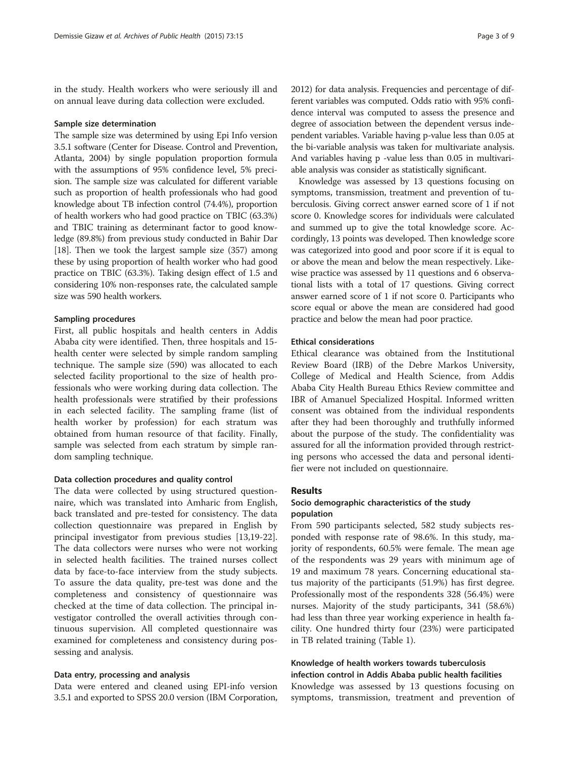in the study. Health workers who were seriously ill and on annual leave during data collection were excluded.

#### Sample size determination

The sample size was determined by using Epi Info version 3.5.1 software (Center for Disease. Control and Prevention, Atlanta, 2004) by single population proportion formula with the assumptions of 95% confidence level, 5% precision. The sample size was calculated for different variable such as proportion of health professionals who had good knowledge about TB infection control (74.4%), proportion of health workers who had good practice on TBIC (63.3%) and TBIC training as determinant factor to good knowledge (89.8%) from previous study conducted in Bahir Dar [18]. Then we took the largest sample size (357) among these by using proportion of health worker who had good practice on TBIC (63.3%). Taking design effect of 1.5 and considering 10% non-responses rate, the calculated sample size was 590 health workers.

#### Sampling procedures

First, all public hospitals and health centers in Addis Ababa city were identified. Then, three hospitals and 15-health center were selected by simple random sampling technique. The sample size (590) was allocated to each selected facility proportional to the size of health professionals who were working during data collection. The health professionals were stratified by their professions in each selected facility. The sampling frame (list of health worker by profession) for each stratum was obtained from human resource of that facility. Finally, sample was selected from each stratum by simple random sampling technique.

#### Data collection procedures and quality control

The data were collected by using structured questionnaire, which was translated into Amharic from English, back translated and pre-tested for consistency. The data collection questionnaire was prepared in English by principal investigator from previous studies [13,19-22]. The data collectors were nurses who were not working in selected health facilities. The trained nurses collect data by face-to-face interview from the study subjects. To assure the data quality, pre-test was done and the completeness and consistency of questionnaire was checked at the time of data collection. The principal investigator controlled the overall activities through continuous supervision. All completed questionnaire was examined for completeness and consistency during possessing and analysis.

#### Data entry, processing and analysis

Data were entered and cleaned using EPI-info version 3.5.1 and exported to SPSS 20.0 version (IBM Corporation, 2012) for data analysis. Frequencies and percentage of different variables was computed. Odds ratio with 95% confidence interval was computed to assess the presence and degree of association between the dependent versus independent variables. Variable having p-value less than 0.05 at the bi-variable analysis was taken for multivariate analysis. And variables having p -value less than 0.05 in multivariable analysis was consider as statistically significant.

Knowledge was assessed by 13 questions focusing on symptoms, transmission, treatment and prevention of tuberculosis. Giving correct answer earned score of 1 if not score 0. Knowledge scores for individuals were calculated and summed up to give the total knowledge score. Accordingly, 13 points was developed. Then knowledge score was categorized into good and poor score if it is equal to or above the mean and below the mean respectively. Likewise practice was assessed by 11 questions and 6 observational lists with a total of 17 questions. Giving correct answer earned score of 1 if not score 0. Participants who score equal or above the mean are considered had good practice and below the mean had poor practice.

#### Ethical considerations

Ethical clearance was obtained from the Institutional Review Board (IRB) of the Debre Markos University, College of Medical and Health Science, from Addis Ababa City Health Bureau Ethics Review committee and IBR of Amanuel Specialized Hospital. Informed written consent was obtained from the individual respondents after they had been thoroughly and truthfully informed about the purpose of the study. The confidentiality was assured for all the information provided through restricting persons who accessed the data and personal identifier were not included on questionnaire.

## Results

### Socio demographic characteristics of the study population

From 590 participants selected, 582 study subjects responded with response rate of 98.6%. In this study, majority of respondents, 60.5% were female. The mean age of the respondents was 29 years with minimum age of 19 and maximum 78 years. Concerning educational status majority of the participants (51.9%) has first degree. Professionally most of the respondents 328 (56.4%) were nurses. Majority of the study participants, 341 (58.6%) had less than three year working experience in health facility. One hundred thirty four (23%) were participated in TB related training (Table 1).

### Knowledge of health workers towards tuberculosis infection control in Addis Ababa public health facilities

Knowledge was assessed by 13 questions focusing on symptoms, transmission, treatment and prevention of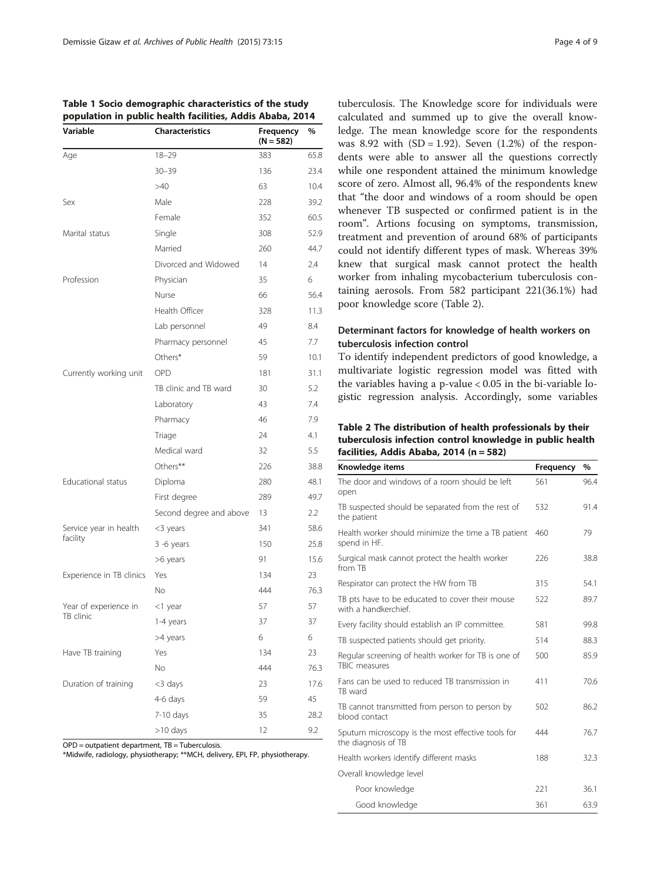**Table 1 Socio demographic characteristics of the study population in public health facilities, Addis Ababa, 2014**

| Variable | Characteristics | Frequency (N = 582) | % |
|---|---|---|---|
| Age | 18–29 | 383 | 65.8 |
| | 30–39 | 136 | 23.4 |
| | >40 | 63 | 10.4 |
| Sex | Male | 228 | 39.2 |
| | Female | 352 | 60.5 |
| Marital status | Single | 308 | 52.9 |
| | Married | 260 | 44.7 |
| | Divorced and Widowed | 14 | 2.4 |
| Profession | Physician | 35 | 6 |
| | Nurse | 66 | 56.4 |
| | Health Officer | 328 | 11.3 |
| | Lab personnel | 49 | 8.4 |
| | Pharmacy personnel | 45 | 7.7 |
| | Others* | 59 | 10.1 |
| Currently working unit | OPD | 181 | 31.1 |
| | TB clinic and TB ward | 30 | 5.2 |
| | Laboratory | 43 | 7.4 |
| | Pharmacy | 46 | 7.9 |
| | Triage | 24 | 4.1 |
| | Medical ward | 32 | 5.5 |
| | Others** | 226 | 38.8 |
| Educational status | Diploma | 280 | 48.1 |
| | First degree | 289 | 49.7 |
| | Second degree and above | 13 | 2.2 |
| Service year in health facility | <3 years | 341 | 58.6 |
| | 3 -6 years | 150 | 25.8 |
| | >6 years | 91 | 15.6 |
| Experience in TB clinics | Yes | 134 | 23 |
| | No | 444 | 76.3 |
| Year of experience in TB clinic | <1 year | 57 | 57 |
| | 1-4 years | 37 | 37 |
| | >4 years | 6 | 6 |
| Have TB training | Yes | 134 | 23 |
| | No | 444 | 76.3 |
| Duration of training | <3 days | 23 | 17.6 |
| | 4-6 days | 59 | 45 |
| | 7-10 days | 35 | 28.2 |
| | >10 days | 12 | 9.2 |

OPD = outpatient department, TB = Tuberculosis.
*Midwife, radiology, physiotherapy; **MCH, delivery, EPI, FP, physiotherapy.

tuberculosis. The Knowledge score for individuals were calculated and summed up to give the overall knowledge. The mean knowledge score for the respondents was 8.92 with (SD = 1.92). Seven (1.2%) of the respondents were able to answer all the questions correctly while one respondent attained the minimum knowledge score of zero. Almost all, 96.4% of the respondents knew that "the door and windows of a room should be open whenever TB suspected or confirmed patient is in the room". Artions focusing on symptoms, transmission, treatment and prevention of around 68% of participants could not identify different types of mask. Whereas 39% knew that surgical mask cannot protect the health worker from inhaling mycobacterium tuberculosis containing aerosols. From 582 participant 221(36.1%) had poor knowledge score (Table 2).

### Determinant factors for knowledge of health workers on tuberculosis infection control

To identify independent predictors of good knowledge, a multivariate logistic regression model was fitted with the variables having a p-value < 0.05 in the bi-variable logistic regression analysis. Accordingly, some variables

**Table 2 The distribution of health professionals by their tuberculosis infection control knowledge in public health facilities, Addis Ababa, 2014 (n = 582)**

| Knowledge items | Frequency | % |
|---|---|---|
| The door and windows of a room should be left open | 561 | 96.4 |
| TB suspected should be separated from the rest of the patient | 532 | 91.4 |
| Health worker should minimize the time a TB patient spend in HF. | 460 | 79 |
| Surgical mask cannot protect the health worker from TB | 226 | 38.8 |
| Respirator can protect the HW from TB | 315 | 54.1 |
| TB pts have to be educated to cover their mouse with a handkerchief. | 522 | 89.7 |
| Every facility should establish an IP committee. | 581 | 99.8 |
| TB suspected patients should get priority. | 514 | 88.3 |
| Regular screening of health worker for TB is one of TBIC measures | 500 | 85.9 |
| Fans can be used to reduced TB transmission in TB ward | 411 | 70.6 |
| TB cannot transmitted from person to person by blood contact | 502 | 86.2 |
| Sputum microscopy is the most effective tools for the diagnosis of TB | 444 | 76.7 |
| Health workers identify different masks | 188 | 32.3 |
| Overall knowledge level | | |
| Poor knowledge | 221 | 36.1 |
| Good knowledge | 361 | 63.9 |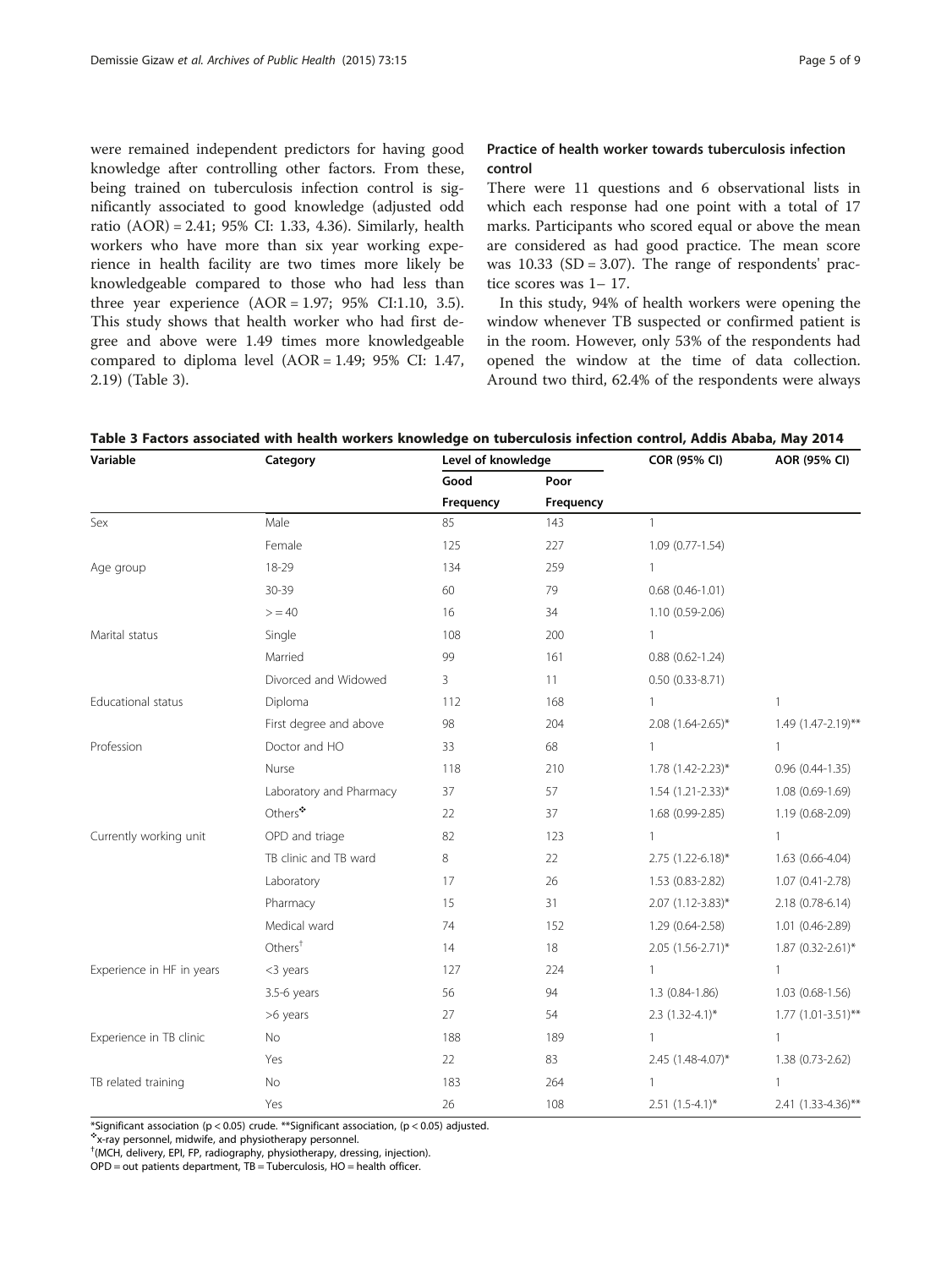were remained independent predictors for having good knowledge after controlling other factors. From these, being trained on tuberculosis infection control is significantly associated to good knowledge (adjusted odd ratio (AOR) = 2.41; 95% CI: 1.33, 4.36). Similarly, health workers who have more than six year working experience in health facility are two times more likely be knowledgeable compared to those who had less than three year experience (AOR = 1.97; 95% CI:1.10, 3.5). This study shows that health worker who had first degree and above were 1.49 times more knowledgeable compared to diploma level (AOR = 1.49; 95% CI: 1.47, 2.19) (Table 3).

### Practice of health worker towards tuberculosis infection control

There were 11 questions and 6 observational lists in which each response had one point with a total of 17 marks. Participants who scored equal or above the mean are considered as had good practice. The mean score was 10.33 (SD = 3.07). The range of respondents' practice scores was 1– 17.

In this study, 94% of health workers were opening the window whenever TB suspected or confirmed patient is in the room. However, only 53% of the respondents had opened the window at the time of data collection. Around two third, 62.4% of the respondents were always

**Table 3 Factors associated with health workers knowledge on tuberculosis infection control, Addis Ababa, May 2014**

| Variable | Category | Level of knowledge | | COR (95% CI) | AOR (95% CI) |
|---|---|---|---|---|---|
| | | Good | Poor | | |
| | | Frequency | Frequency | | |
| Sex | Male | 85 | 143 | 1 | |
| | Female | 125 | 227 | 1.09 (0.77-1.54) | |
| Age group | 18-29 | 134 | 259 | 1 | |
| | 30-39 | 60 | 79 | 0.68 (0.46-1.01) | |
| | > = 40 | 16 | 34 | 1.10 (0.59-2.06) | |
| Marital status | Single | 108 | 200 | 1 | |
| | Married | 99 | 161 | 0.88 (0.62-1.24) | |
| | Divorced and Widowed | 3 | 11 | 0.50 (0.33-8.71) | |
| Educational status | Diploma | 112 | 168 | 1 | 1 |
| | First degree and above | 98 | 204 | 2.08 (1.64-2.65)* | 1.49 (1.47-2.19)** |
| Profession | Doctor and HO | 33 | 68 | 1 | 1 |
| | Nurse | 118 | 210 | 1.78 (1.42-2.23)* | 0.96 (0.44-1.35) |
| | Laboratory and Pharmacy | 37 | 57 | 1.54 (1.21-2.33)* | 1.08 (0.69-1.69) |
| | Others❖ | 22 | 37 | 1.68 (0.99-2.85) | 1.19 (0.68-2.09) |
| Currently working unit | OPD and triage | 82 | 123 | 1 | 1 |
| | TB clinic and TB ward | 8 | 22 | 2.75 (1.22-6.18)* | 1.63 (0.66-4.04) |
| | Laboratory | 17 | 26 | 1.53 (0.83-2.82) | 1.07 (0.41-2.78) |
| | Pharmacy | 15 | 31 | 2.07 (1.12-3.83)* | 2.18 (0.78-6.14) |
| | Medical ward | 74 | 152 | 1.29 (0.64-2.58) | 1.01 (0.46-2.89) |
| | Others† | 14 | 18 | 2.05 (1.56-2.71)* | 1.87 (0.32-2.61)* |
| Experience in HF in years | <3 years | 127 | 224 | 1 | 1 |
| | 3.5-6 years | 56 | 94 | 1.3 (0.84-1.86) | 1.03 (0.68-1.56) |
| | >6 years | 27 | 54 | 2.3 (1.32-4.1)* | 1.77 (1.01-3.51)** |
| Experience in TB clinic | No | 188 | 189 | 1 | 1 |
| | Yes | 22 | 83 | 2.45 (1.48-4.07)* | 1.38 (0.73-2.62) |
| TB related training | No | 183 | 264 | 1 | 1 |
| | Yes | 26 | 108 | 2.51 (1.5-4.1)* | 2.41 (1.33-4.36)** |

*Significant association ($p < 0.05$) crude. **Significant association, ($p < 0.05$) adjusted.
❖x-ray personnel, midwife, and physiotherapy personnel.
†(MCH, delivery, EPI, FP, radiography, physiotherapy, dressing, injection).
OPD = out patients department, TB = Tuberculosis, HO = health officer.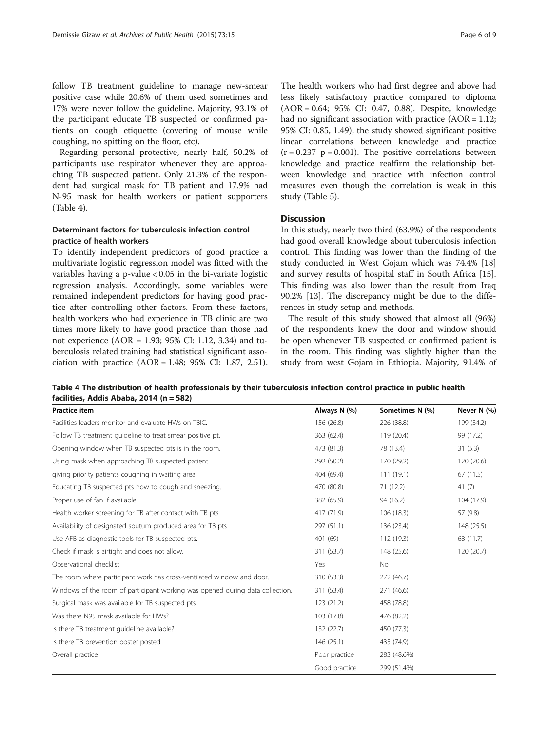follow TB treatment guideline to manage new-smear positive case while 20.6% of them used sometimes and 17% were never follow the guideline. Majority, 93.1% of the participant educate TB suspected or confirmed patients on cough etiquette (covering of mouse while coughing, no spitting on the floor, etc).

Regarding personal protective, nearly half, 50.2% of participants use respirator whenever they are approaching TB suspected patient. Only 21.3% of the respondent had surgical mask for TB patient and 17.9% had N-95 mask for health workers or patient supporters (Table 4).

### Determinant factors for tuberculosis infection control practice of health workers

To identify independent predictors of good practice a multivariate logistic regression model was fitted with the variables having a p-value < 0.05 in the bi-variate logistic regression analysis. Accordingly, some variables were remained independent predictors for having good practice after controlling other factors. From these factors, health workers who had experience in TB clinic are two times more likely to have good practice than those had not experience (AOR = 1.93; 95% CI: 1.12, 3.34) and tuberculosis related training had statistical significant association with practice (AOR = 1.48; 95% CI: 1.87, 2.51). The health workers who had first degree and above had less likely satisfactory practice compared to diploma (AOR = 0.64; 95% CI: 0.47, 0.88). Despite, knowledge had no significant association with practice (AOR = 1.12; 95% CI: 0.85, 1.49), the study showed significant positive linear correlations between knowledge and practice ($r = 0.237$ $p = 0.001$). The positive correlations between knowledge and practice reaffirm the relationship between knowledge and practice with infection control measures even though the correlation is weak in this study (Table 5).

## Discussion

In this study, nearly two third (63.9%) of the respondents had good overall knowledge about tuberculosis infection control. This finding was lower than the finding of the study conducted in West Gojam which was 74.4% [18] and survey results of hospital staff in South Africa [15]. This finding was also lower than the result from Iraq 90.2% [13]. The discrepancy might be due to the differences in study setup and methods.

The result of this study showed that almost all (96%) of the respondents knew the door and window should be open whenever TB suspected or confirmed patient is in the room. This finding was slightly higher than the study from west Gojam in Ethiopia. Majority, 91.4% of

**Table 4 The distribution of health professionals by their tuberculosis infection control practice in public health facilities, Addis Ababa, 2014 (n = 582)**

| Practice item | Always N (%) | Sometimes N (%) | Never N (%) |
|---|---|---|---|
| Facilities leaders monitor and evaluate HWs on TBIC. | 156 (26.8) | 226 (38.8) | 199 (34.2) |
| Follow TB treatment guideline to treat smear positive pt. | 363 (62.4) | 119 (20.4) | 99 (17.2) |
| Opening window when TB suspected pts is in the room. | 473 (81.3) | 78 (13.4) | 31 (5.3) |
| Using mask when approaching TB suspected patient. | 292 (50.2) | 170 (29.2) | 120 (20.6) |
| giving priority patients coughing in waiting area | 404 (69.4) | 111 (19.1) | 67 (11.5) |
| Educating TB suspected pts how to cough and sneezing. | 470 (80.8) | 71 (12.2) | 41 (7) |
| Proper use of fan if available. | 382 (65.9) | 94 (16.2) | 104 (17.9) |
| Health worker screening for TB after contact with TB pts | 417 (71.9) | 106 (18.3) | 57 (9.8) |
| Availability of designated sputum produced area for TB pts | 297 (51.1) | 136 (23.4) | 148 (25.5) |
| Use AFB as diagnostic tools for TB suspected pts. | 401 (69) | 112 (19.3) | 68 (11.7) |
| Check if mask is airtight and does not allow. | 311 (53.7) | 148 (25.6) | 120 (20.7) |
| Observational checklist | Yes | No | |
| The room where participant work has cross-ventilated window and door. | 310 (53.3) | 272 (46.7) | |
| Windows of the room of participant working was opened during data collection. | 311 (53.4) | 271 (46.6) | |
| Surgical mask was available for TB suspected pts. | 123 (21.2) | 458 (78.8) | |
| Was there N95 mask available for HWs? | 103 (17.8) | 476 (82.2) | |
| Is there TB treatment guideline available? | 132 (22.7) | 450 (77.3) | |
| Is there TB prevention poster posted | 146 (25.1) | 435 (74.9) | |
| Overall practice | Poor practice | 283 (48.6%) | |
| | Good practice | 299 (51.4%) | |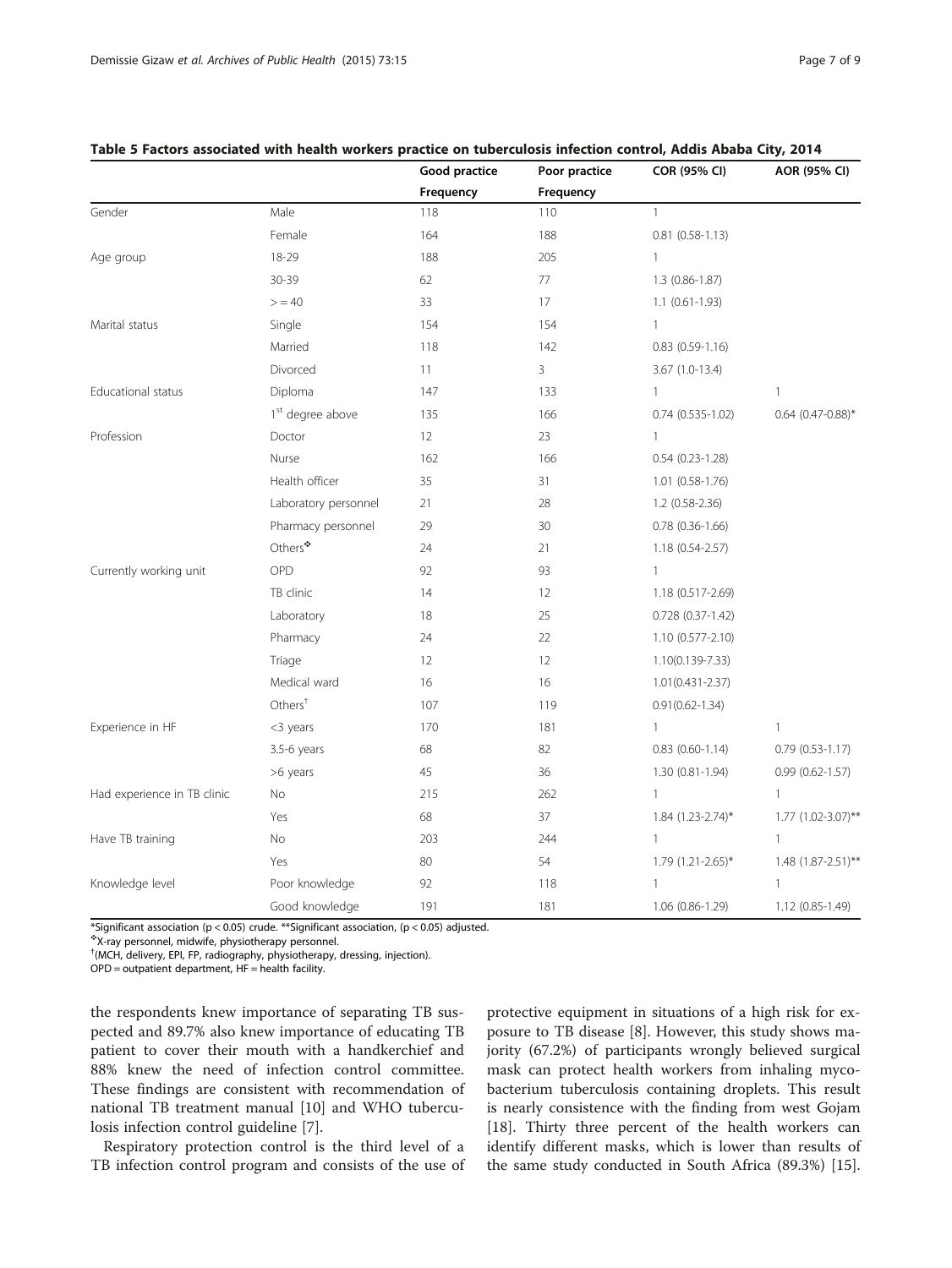**Table 5 Factors associated with health workers practice on tuberculosis infection control, Addis Ababa City, 2014**

| | | Good practice | Poor practice | COR (95% CI) | AOR (95% CI) |
|---|---|---|---|---|---|
| | | Frequency | Frequency | | |
| Gender | Male | 118 | 110 | 1 | |
| | Female | 164 | 188 | 0.81 (0.58-1.13) | |
| Age group | 18-29 | 188 | 205 | 1 | |
| | 30-39 | 62 | 77 | 1.3 (0.86-1.87) | |
| | > = 40 | 33 | 17 | 1.1 (0.61-1.93) | |
| Marital status | Single | 154 | 154 | 1 | |
| | Married | 118 | 142 | 0.83 (0.59-1.16) | |
| | Divorced | 11 | 3 | 3.67 (1.0-13.4) | |
| Educational status | Diploma | 147 | 133 | 1 | 1 |
| | 1[st] degree above | 135 | 166 | 0.74 (0.535-1.02) | 0.64 (0.47-0.88)* |
| Profession | Doctor | 12 | 23 | 1 | |
| | Nurse | 162 | 166 | 0.54 (0.23-1.28) | |
| | Health officer | 35 | 31 | 1.01 (0.58-1.76) | |
| | Laboratory personnel | 21 | 28 | 1.2 (0.58-2.36) | |
| | Pharmacy personnel | 29 | 30 | 0.78 (0.36-1.66) | |
| | Others❖ | 24 | 21 | 1.18 (0.54-2.57) | |
| Currently working unit | OPD | 92 | 93 | 1 | |
| | TB clinic | 14 | 12 | 1.18 (0.517-2.69) | |
| | Laboratory | 18 | 25 | 0.728 (0.37-1.42) | |
| | Pharmacy | 24 | 22 | 1.10 (0.577-2.10) | |
| | Triage | 12 | 12 | 1.10(0.139-7.33) | |
| | Medical ward | 16 | 16 | 1.01(0.431-2.37) | |
| | Others† | 107 | 119 | 0.91(0.62-1.34) | |
| Experience in HF | <3 years | 170 | 181 | 1 | 1 |
| | 3.5-6 years | 68 | 82 | 0.83 (0.60-1.14) | 0.79 (0.53-1.17) |
| | >6 years | 45 | 36 | 1.30 (0.81-1.94) | 0.99 (0.62-1.57) |
| Had experience in TB clinic | No | 215 | 262 | 1 | 1 |
| | Yes | 68 | 37 | 1.84 (1.23-2.74)* | 1.77 (1.02-3.07)** |
| Have TB training | No | 203 | 244 | 1 | 1 |
| | Yes | 80 | 54 | 1.79 (1.21-2.65)* | 1.48 (1.87-2.51)** |
| Knowledge level | Poor knowledge | 92 | 118 | 1 | 1 |
| | Good knowledge | 191 | 181 | 1.06 (0.86-1.29) | 1.12 (0.85-1.49) |

*Significant association ($p < 0.05$) crude. **Significant association, ($p < 0.05$) adjusted.
❖X-ray personnel, midwife, physiotherapy personnel.
†(MCH, delivery, EPI, FP, radiography, physiotherapy, dressing, injection).
OPD = outpatient department, HF = health facility.

the respondents knew importance of separating TB suspected and 89.7% also knew importance of educating TB patient to cover their mouth with a handkerchief and 88% knew the need of infection control committee. These findings are consistent with recommendation of national TB treatment manual [10] and WHO tuberculosis infection control guideline [7].

Respiratory protection control is the third level of a TB infection control program and consists of the use of protective equipment in situations of a high risk for exposure to TB disease [8]. However, this study shows majority (67.2%) of participants wrongly believed surgical mask can protect health workers from inhaling mycobacterium tuberculosis containing droplets. This result is nearly consistence with the finding from west Gojam [18]. Thirty three percent of the health workers can identify different masks, which is lower than results of the same study conducted in South Africa (89.3%) [15].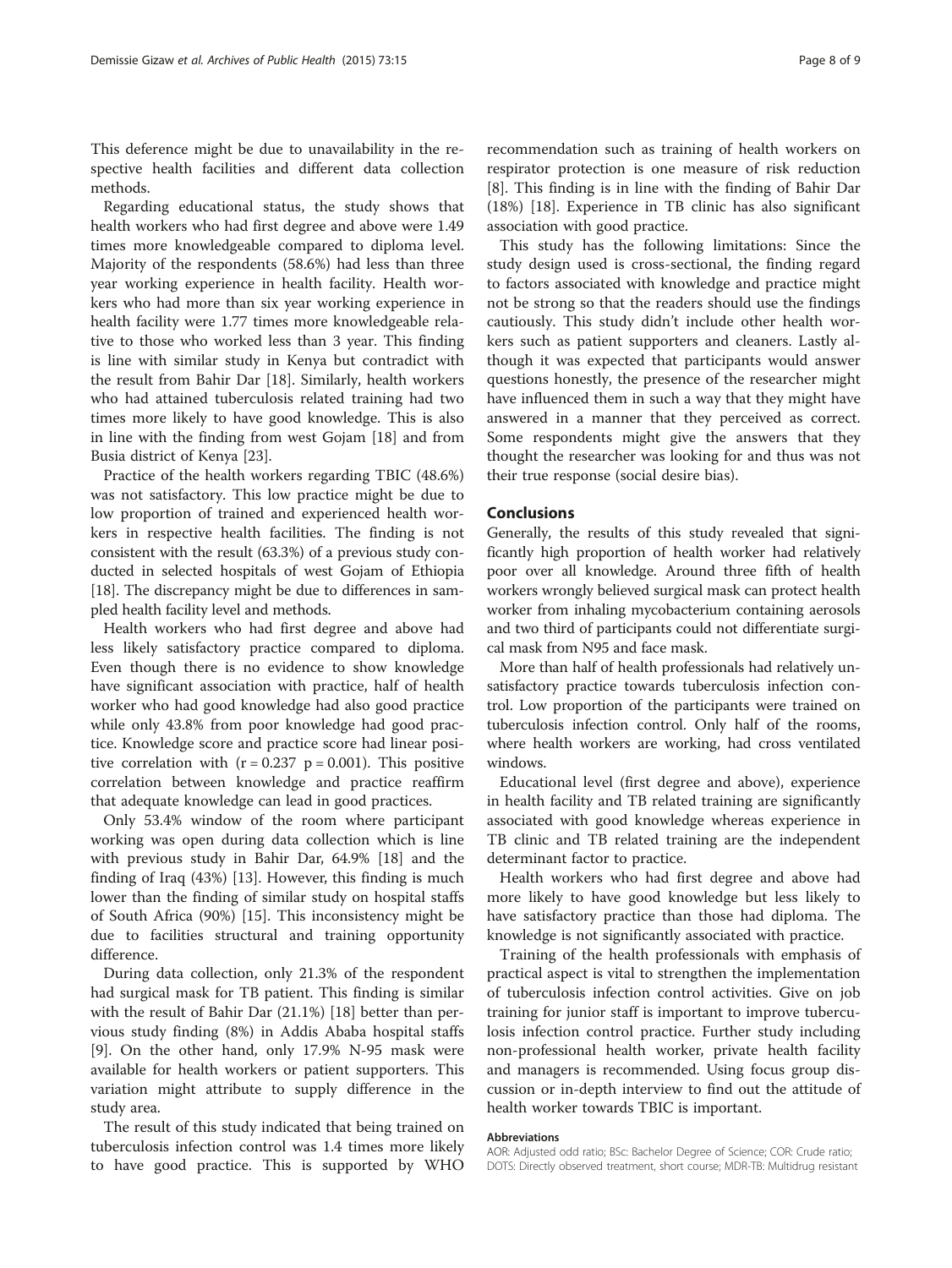This deference might be due to unavailability in the respective health facilities and different data collection methods.

Regarding educational status, the study shows that health workers who had first degree and above were 1.49 times more knowledgeable compared to diploma level. Majority of the respondents (58.6%) had less than three year working experience in health facility. Health workers who had more than six year working experience in health facility were 1.77 times more knowledgeable relative to those who worked less than 3 year. This finding is line with similar study in Kenya but contradict with the result from Bahir Dar [18]. Similarly, health workers who had attained tuberculosis related training had two times more likely to have good knowledge. This is also in line with the finding from west Gojam [18] and from Busia district of Kenya [23].

Practice of the health workers regarding TBIC (48.6%) was not satisfactory. This low practice might be due to low proportion of trained and experienced health workers in respective health facilities. The finding is not consistent with the result (63.3%) of a previous study conducted in selected hospitals of west Gojam of Ethiopia [18]. The discrepancy might be due to differences in sampled health facility level and methods.

Health workers who had first degree and above had less likely satisfactory practice compared to diploma. Even though there is no evidence to show knowledge have significant association with practice, half of health worker who had good knowledge had also good practice while only 43.8% from poor knowledge had good practice. Knowledge score and practice score had linear positive correlation with ($r = 0.237$ $p = 0.001$). This positive correlation between knowledge and practice reaffirm that adequate knowledge can lead in good practices.

Only 53.4% window of the room where participant working was open during data collection which is line with previous study in Bahir Dar, 64.9% [18] and the finding of Iraq (43%) [13]. However, this finding is much lower than the finding of similar study on hospital staffs of South Africa (90%) [15]. This inconsistency might be due to facilities structural and training opportunity difference.

During data collection, only 21.3% of the respondent had surgical mask for TB patient. This finding is similar with the result of Bahir Dar (21.1%) [18] better than pervious study finding (8%) in Addis Ababa hospital staffs [9]. On the other hand, only 17.9% N-95 mask were available for health workers or patient supporters. This variation might attribute to supply difference in the study area.

The result of this study indicated that being trained on tuberculosis infection control was 1.4 times more likely to have good practice. This is supported by WHO recommendation such as training of health workers on respirator protection is one measure of risk reduction [8]. This finding is in line with the finding of Bahir Dar (18%) [18]. Experience in TB clinic has also significant association with good practice.

This study has the following limitations: Since the study design used is cross-sectional, the finding regard to factors associated with knowledge and practice might not be strong so that the readers should use the findings cautiously. This study didn't include other health workers such as patient supporters and cleaners. Lastly although it was expected that participants would answer questions honestly, the presence of the researcher might have influenced them in such a way that they might have answered in a manner that they perceived as correct. Some respondents might give the answers that they thought the researcher was looking for and thus was not their true response (social desire bias).

## Conclusions

Generally, the results of this study revealed that significantly high proportion of health worker had relatively poor over all knowledge. Around three fifth of health workers wrongly believed surgical mask can protect health worker from inhaling mycobacterium containing aerosols and two third of participants could not differentiate surgical mask from N95 and face mask.

More than half of health professionals had relatively unsatisfactory practice towards tuberculosis infection control. Low proportion of the participants were trained on tuberculosis infection control. Only half of the rooms, where health workers are working, had cross ventilated windows.

Educational level (first degree and above), experience in health facility and TB related training are significantly associated with good knowledge whereas experience in TB clinic and TB related training are the independent determinant factor to practice.

Health workers who had first degree and above had more likely to have good knowledge but less likely to have satisfactory practice than those had diploma. The knowledge is not significantly associated with practice.

Training of the health professionals with emphasis of practical aspect is vital to strengthen the implementation of tuberculosis infection control activities. Give on job training for junior staff is important to improve tuberculosis infection control practice. Further study including non-professional health worker, private health facility and managers is recommended. Using focus group discussion or in-depth interview to find out the attitude of health worker towards TBIC is important.

#### Abbreviations

AOR: Adjusted odd ratio; BSc: Bachelor Degree of Science; COR: Crude ratio; DOTS: Directly observed treatment, short course; MDR-TB: Multidrug resistant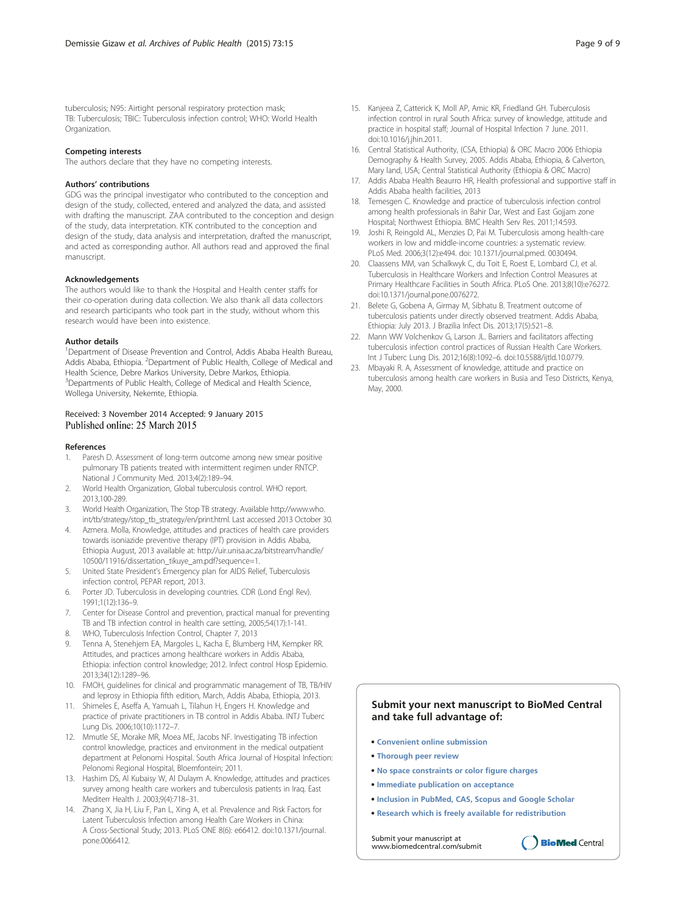tuberculosis; N95: Airtight personal respiratory protection mask; TB: Tuberculosis; TBIC: Tuberculosis infection control; WHO: World Health Organization.

### Competing interests

The authors declare that they have no competing interests.

### Authors' contributions

GDG was the principal investigator who contributed to the conception and design of the study, collected, entered and analyzed the data, and assisted with drafting the manuscript. ZAA contributed to the conception and design of the study, data interpretation. KTK contributed to the conception and design of the study, data analysis and interpretation, drafted the manuscript, and acted as corresponding author. All authors read and approved the final manuscript.

### Acknowledgements

The authors would like to thank the Hospital and Health center staffs for their co-operation during data collection. We also thank all data collectors and research participants who took part in the study, without whom this research would have been into existence.

### Author details

[1]Department of Disease Prevention and Control, Addis Ababa Health Bureau, Addis Ababa, Ethiopia. [2]Department of Public Health, College of Medical and Health Science, Debre Markos University, Debre Markos, Ethiopia. [3]Departments of Public Health, College of Medical and Health Science, Wollega University, Nekemte, Ethiopia.

Received: 3 November 2014 Accepted: 9 January 2015
Published online: 25 March 2015

### References

1. Paresh D. Assessment of long-term outcome among new smear positive pulmonary TB patients treated with intermittent regimen under RNTCP. National J Community Med. 2013;4(2):189–94.
2. World Health Organization, Global tuberculosis control. WHO report. 2013,100-289.
3. World Health Organization, The Stop TB strategy. Available http://www.who.int/tb/strategy/stop_tb_strategy/en/print.html. Last accessed 2013 October 30.
4. Azmera. Molla, Knowledge, attitudes and practices of health care providers towards isoniazide preventive therapy (IPT) provision in Addis Ababa, Ethiopia August, 2013 available at: http://uir.unisa.ac.za/bitstream/handle/10500/11916/dissertation_tikuye_am.pdf?sequence=1.
5. United State President's Emergency plan for AIDS Relief, Tuberculosis infection control, PEPAR report, 2013.
6. Porter JD. Tuberculosis in developing countries. CDR (Lond Engl Rev). 1991;1(12):136–9.
7. Center for Disease Control and prevention, practical manual for preventing TB and TB infection control in health care setting, 2005;54(17):1-141.
8. WHO, Tuberculosis Infection Control, Chapter 7, 2013
9. Tenna A, Stenehjem EA, Margoles L, Kacha E, Blumberg HM, Kempker RR. Attitudes, and practices among healthcare workers in Addis Ababa, Ethiopia: infection control knowledge; 2012. Infect control Hosp Epidemio. 2013;34(12):1289–96.
10. FMOH, guidelines for clinical and programmatic management of TB, TB/HIV and leprosy in Ethiopia fifth edition, March, Addis Ababa, Ethiopia, 2013.
11. Shimeles E, Aseffa A, Yamuah L, Tilahun H, Engers H. Knowledge and practice of private practitioners in TB control in Addis Ababa. INTJ Tuberc Lung Dis. 2006;10(10):1172–7.
12. Mmutle SE, Morake MR, Moea ME, Jacobs NF. Investigating TB infection control knowledge, practices and environment in the medical outpatient department at Pelonomi Hospital. South Africa Journal of Hospital Infection: Pelonomi Regional Hospital, Bloemfontein; 2011.
13. Hashim DS, Al Kubaisy W, Al Dulaym A. Knowledge, attitudes and practices survey among health care workers and tuberculosis patients in Iraq. East Mediterr Health J. 2003;9(4):718–31.
14. Zhang X, Jia H, Liu F, Pan L, Xing A, et al. Prevalence and Risk Factors for Latent Tuberculosis Infection among Health Care Workers in China: A Cross-Sectional Study; 2013. PLoS ONE 8(6): e66412. doi:10.1371/journal.pone.0066412.
15. Kanjeea Z, Catterick K, Moll AP, Amic KR, Friedland GH. Tuberculosis infection control in rural South Africa: survey of knowledge, attitude and practice in hospital staff; Journal of Hospital Infection 7 June. 2011. doi:10.1016/j.jhin.2011.
16. Central Statistical Authority, (CSA, Ethiopia) & ORC Macro 2006 Ethiopia Demography & Health Survey, 2005. Addis Ababa, Ethiopia, & Calverton, Mary land, USA; Central Statistical Authority (Ethiopia & ORC Macro)
17. Addis Ababa Health Beaurro HR, Health professional and supportive staff in Addis Ababa health facilities, 2013
18. Temesgen C. Knowledge and practice of tuberculosis infection control among health professionals in Bahir Dar, West and East Gojjam zone Hospital; Northwest Ethiopia. BMC Health Serv Res. 2011;14:593.
19. Joshi R, Reingold AL, Menzies D, Pai M. Tuberculosis among health-care workers in low and middle-income countries: a systematic review. PLoS Med. 2006;3(12):e494. doi: 10.1371/journal.pmed. 0030494.
20. Claassens MM, van Schalkwyk C, du Toit E, Roest E, Lombard CJ, et al. Tuberculosis in Healthcare Workers and Infection Control Measures at Primary Healthcare Facilities in South Africa. PLoS One. 2013;8(10):e76272. doi:10.1371/journal.pone.0076272.
21. Belete G, Gobena A, Girmay M, Sibhatu B. Treatment outcome of tuberculosis patients under directly observed treatment. Addis Ababa, Ethiopia: July 2013. J Brazilia Infect Dis. 2013;17(5):521–8.
22. Mann WW Volchenkov G, Larson JL. Barriers and facilitators affecting tuberculosis infection control practices of Russian Health Care Workers. Int J Tuberc Lung Dis. 2012;16(8):1092–6. doi:10.5588/ijtld.10.0779.
23. Mbayaki R. A, Assessment of knowledge, attitude and practice on tuberculosis among health care workers in Busia and Teso Districts, Kenya, May, 2000.